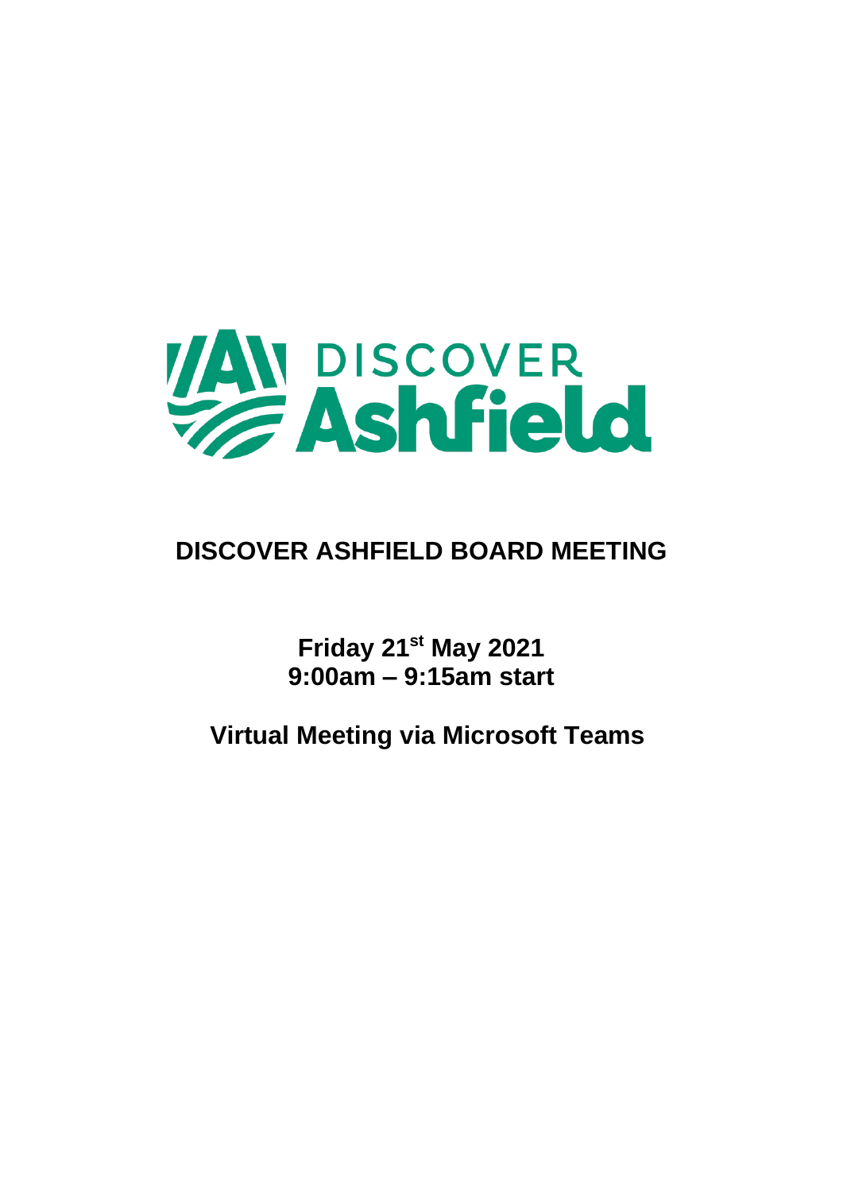DISCOVER Ashfield

# DISCOVER ASHFIELD BOARD MEETING

**Friday 21st May 2021**
**9:00am – 9:15am start**

**Virtual Meeting via Microsoft Teams**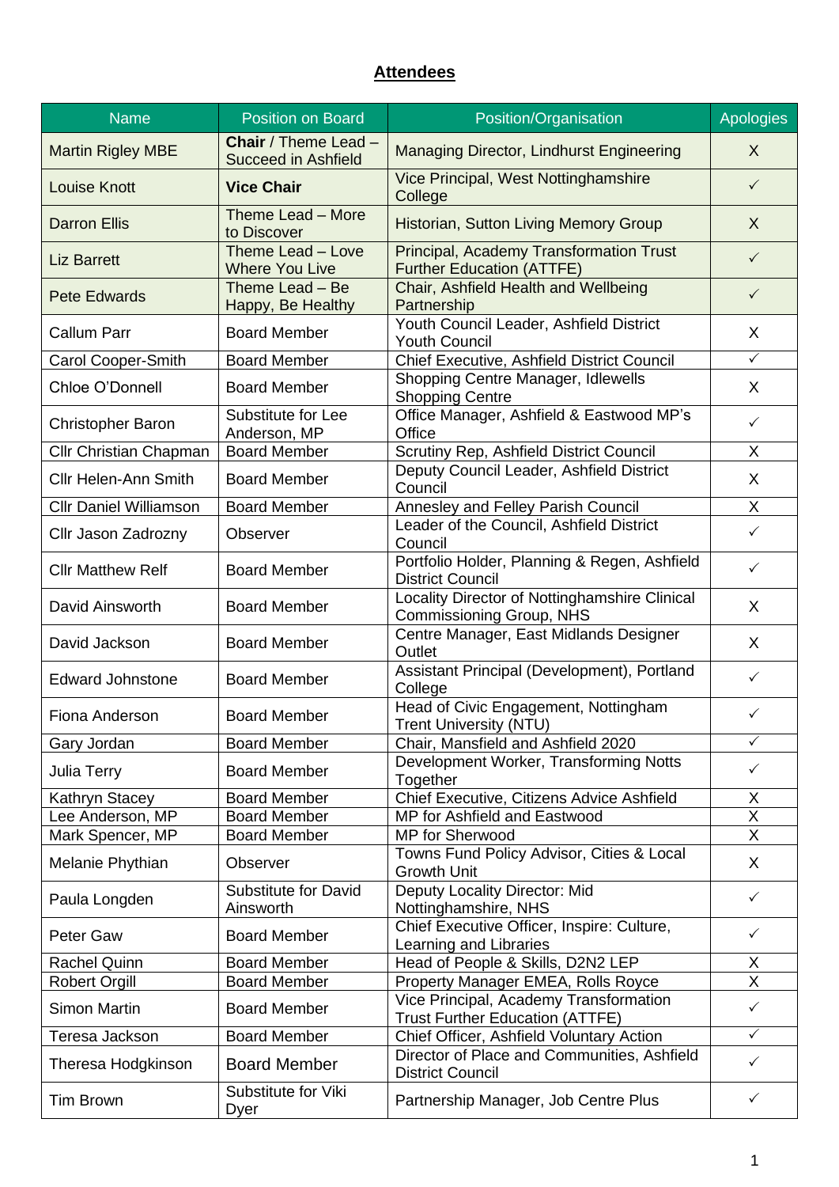## Attendees

| Name | Position on Board | Position/Organisation | Apologies |
|---|---|---|---|
| Martin Rigley MBE | **Chair** / Theme Lead – Succeed in Ashfield | Managing Director, Lindhurst Engineering | X |
| Louise Knott | **Vice Chair** | Vice Principal, West Nottinghamshire College | ✓ |
| Darron Ellis | Theme Lead – More to Discover | Historian, Sutton Living Memory Group | X |
| Liz Barrett | Theme Lead – Love Where You Live | Principal, Academy Transformation Trust Further Education (ATTFE) | ✓ |
| Pete Edwards | Theme Lead – Be Happy, Be Healthy | Chair, Ashfield Health and Wellbeing Partnership | ✓ |
| Callum Parr | Board Member | Youth Council Leader, Ashfield District Youth Council | X |
| Carol Cooper-Smith | Board Member | Chief Executive, Ashfield District Council | ✓ |
| Chloe O'Donnell | Board Member | Shopping Centre Manager, Idlewells Shopping Centre | X |
| Christopher Baron | Substitute for Lee Anderson, MP | Office Manager, Ashfield & Eastwood MP's Office | ✓ |
| Cllr Christian Chapman | Board Member | Scrutiny Rep, Ashfield District Council | X |
| Cllr Helen-Ann Smith | Board Member | Deputy Council Leader, Ashfield District Council | X |
| Cllr Daniel Williamson | Board Member | Annesley and Felley Parish Council | X |
| Cllr Jason Zadrozny | Observer | Leader of the Council, Ashfield District Council | ✓ |
| Cllr Matthew Relf | Board Member | Portfolio Holder, Planning & Regen, Ashfield District Council | ✓ |
| David Ainsworth | Board Member | Locality Director of Nottinghamshire Clinical Commissioning Group, NHS | X |
| David Jackson | Board Member | Centre Manager, East Midlands Designer Outlet | X |
| Edward Johnstone | Board Member | Assistant Principal (Development), Portland College | ✓ |
| Fiona Anderson | Board Member | Head of Civic Engagement, Nottingham Trent University (NTU) | ✓ |
| Gary Jordan | Board Member | Chair, Mansfield and Ashfield 2020 | ✓ |
| Julia Terry | Board Member | Development Worker, Transforming Notts Together | ✓ |
| Kathryn Stacey | Board Member | Chief Executive, Citizens Advice Ashfield | X |
| Lee Anderson, MP | Board Member | MP for Ashfield and Eastwood | X |
| Mark Spencer, MP | Board Member | MP for Sherwood | X |
| Melanie Phythian | Observer | Towns Fund Policy Advisor, Cities & Local Growth Unit | X |
| Paula Longden | Substitute for David Ainsworth | Deputy Locality Director: Mid Nottinghamshire, NHS | ✓ |
| Peter Gaw | Board Member | Chief Executive Officer, Inspire: Culture, Learning and Libraries | ✓ |
| Rachel Quinn | Board Member | Head of People & Skills, D2N2 LEP | X |
| Robert Orgill | Board Member | Property Manager EMEA, Rolls Royce | X |
| Simon Martin | Board Member | Vice Principal, Academy Transformation Trust Further Education (ATTFE) | ✓ |
| Teresa Jackson | Board Member | Chief Officer, Ashfield Voluntary Action | ✓ |
| Theresa Hodgkinson | Board Member | Director of Place and Communities, Ashfield District Council | ✓ |
| Tim Brown | Substitute for Viki Dyer | Partnership Manager, Job Centre Plus | ✓ |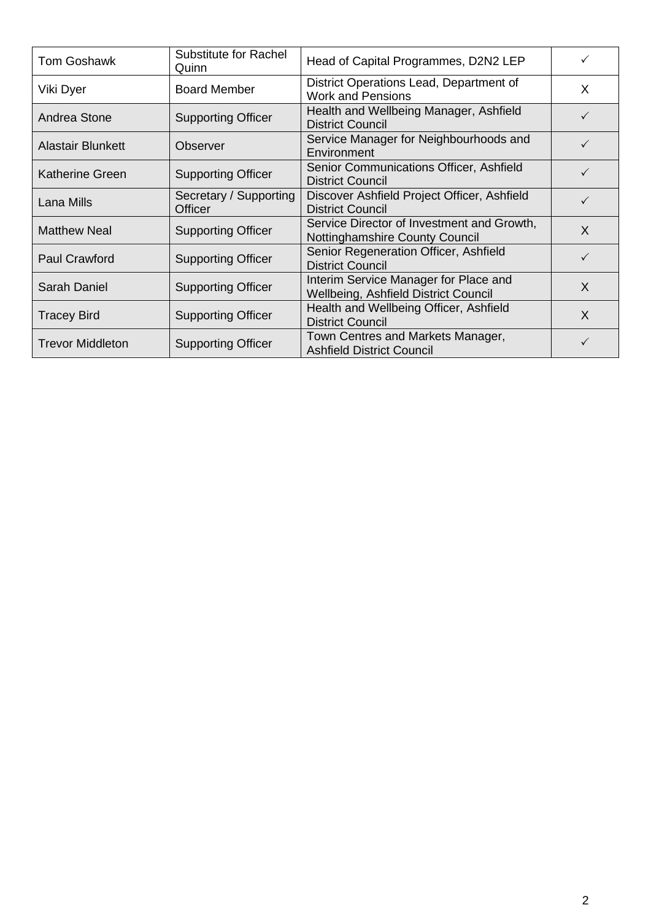| Tom Goshawk | Substitute for Rachel Quinn | Head of Capital Programmes, D2N2 LEP | ✓ |
|---|---|---|---|
| Viki Dyer | Board Member | District Operations Lead, Department of Work and Pensions | X |
| Andrea Stone | Supporting Officer | Health and Wellbeing Manager, Ashfield District Council | ✓ |
| Alastair Blunkett | Observer | Service Manager for Neighbourhoods and Environment | ✓ |
| Katherine Green | Supporting Officer | Senior Communications Officer, Ashfield District Council | ✓ |
| Lana Mills | Secretary / Supporting Officer | Discover Ashfield Project Officer, Ashfield District Council | ✓ |
| Matthew Neal | Supporting Officer | Service Director of Investment and Growth, Nottinghamshire County Council | X |
| Paul Crawford | Supporting Officer | Senior Regeneration Officer, Ashfield District Council | ✓ |
| Sarah Daniel | Supporting Officer | Interim Service Manager for Place and Wellbeing, Ashfield District Council | X |
| Tracey Bird | Supporting Officer | Health and Wellbeing Officer, Ashfield District Council | X |
| Trevor Middleton | Supporting Officer | Town Centres and Markets Manager, Ashfield District Council | ✓ |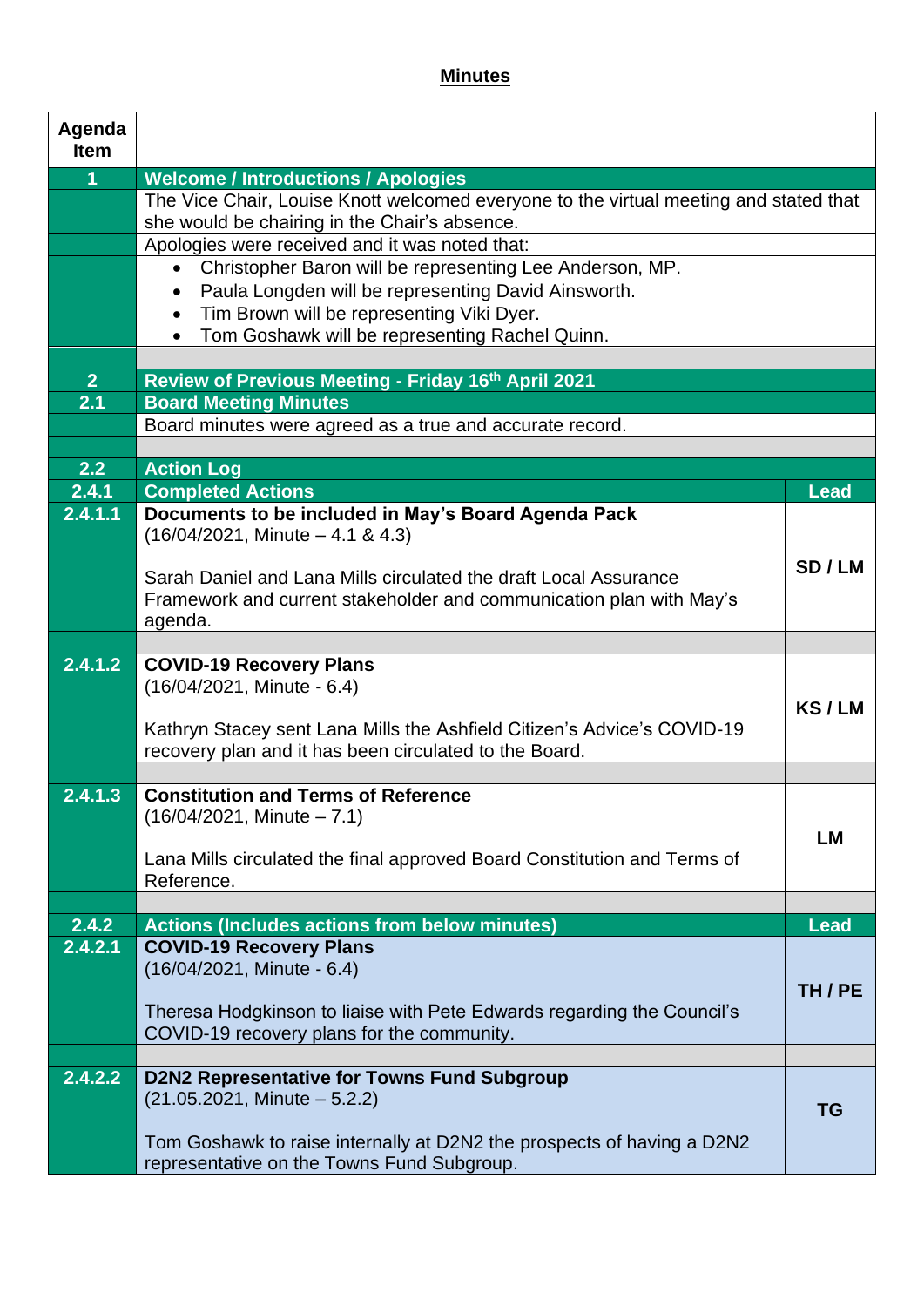**Minutes**

| Agenda Item | | |
|---|---|---|
| **1** | **Welcome / Introductions / Apologies** | |
| | The Vice Chair, Louise Knott welcomed everyone to the virtual meeting and stated that she would be chairing in the Chair's absence. | |
| | Apologies were received and it was noted that: | |
| | • Christopher Baron will be representing Lee Anderson, MP.<br>• Paula Longden will be representing David Ainsworth.<br>• Tim Brown will be representing Viki Dyer.<br>• Tom Goshawk will be representing Rachel Quinn. | |
| | | |
| **2** | **Review of Previous Meeting - Friday 16th April 2021** | |
| **2.1** | **Board Meeting Minutes** | |
| | Board minutes were agreed as a true and accurate record. | |
| | | |
| **2.2** | **Action Log** | |
| **2.4.1** | **Completed Actions** | **Lead** |
| **2.4.1.1** | **Documents to be included in May's Board Agenda Pack**<br>(16/04/2021, Minute – 4.1 & 4.3)<br><br>Sarah Daniel and Lana Mills circulated the draft Local Assurance Framework and current stakeholder and communication plan with May's agenda. | **SD / LM** |
| | | |
| **2.4.1.2** | **COVID-19 Recovery Plans**<br>(16/04/2021, Minute - 6.4)<br><br>Kathryn Stacey sent Lana Mills the Ashfield Citizen's Advice's COVID-19 recovery plan and it has been circulated to the Board. | **KS / LM** |
| | | |
| **2.4.1.3** | **Constitution and Terms of Reference**<br>(16/04/2021, Minute – 7.1)<br><br>Lana Mills circulated the final approved Board Constitution and Terms of Reference. | **LM** |
| | | |
| **2.4.2** | **Actions (Includes actions from below minutes)** | **Lead** |
| **2.4.2.1** | **COVID-19 Recovery Plans**<br>(16/04/2021, Minute - 6.4)<br><br>Theresa Hodgkinson to liaise with Pete Edwards regarding the Council's COVID-19 recovery plans for the community. | **TH / PE** |
| | | |
| **2.4.2.2** | **D2N2 Representative for Towns Fund Subgroup**<br>(21.05.2021, Minute – 5.2.2)<br><br>Tom Goshawk to raise internally at D2N2 the prospects of having a D2N2 representative on the Towns Fund Subgroup. | **TG** |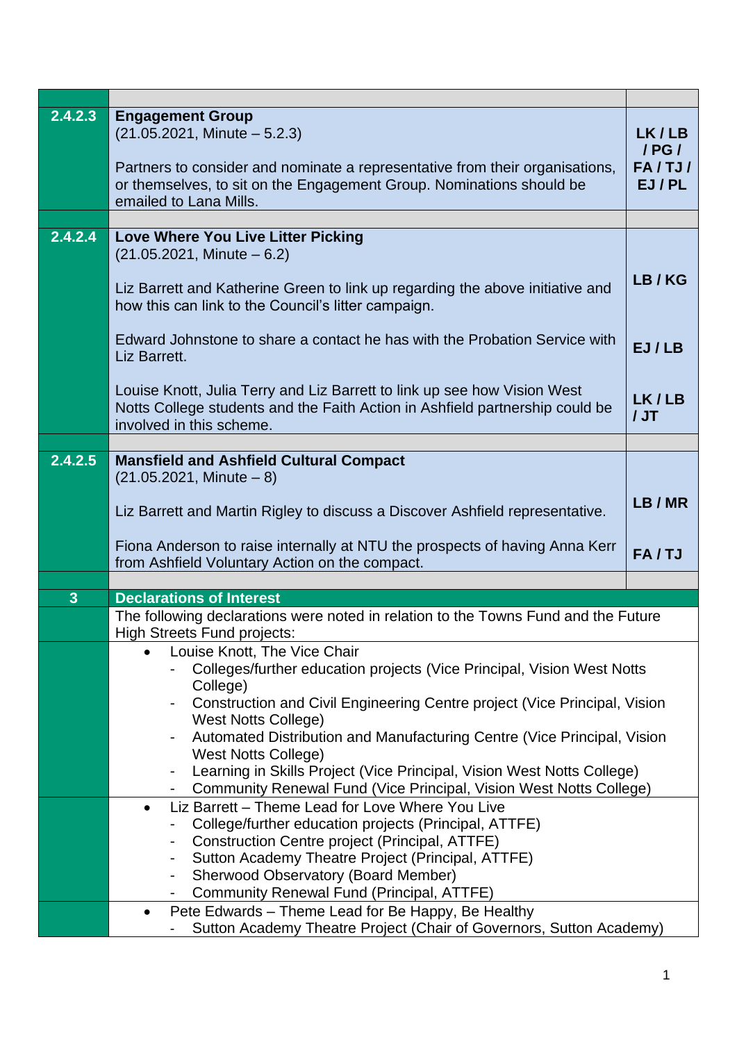| | | |
|---|---|---|
| **2.4.2.3** | **Engagement Group**<br>(21.05.2021, Minute – 5.2.3)<br><br>Partners to consider and nominate a representative from their organisations, or themselves, to sit on the Engagement Group. Nominations should be emailed to Lana Mills. | **LK / LB / PG / FA / TJ / EJ / PL** |
| | | |
| **2.4.2.4** | **Love Where You Live Litter Picking**<br>(21.05.2021, Minute – 6.2)<br><br>Liz Barrett and Katherine Green to link up regarding the above initiative and how this can link to the Council's litter campaign.<br><br>Edward Johnstone to share a contact he has with the Probation Service with Liz Barrett.<br><br>Louise Knott, Julia Terry and Liz Barrett to link up see how Vision West Notts College students and the Faith Action in Ashfield partnership could be involved in this scheme. | **LB / KG**<br><br>**EJ / LB**<br><br>**LK / LB / JT** |
| | | |
| **2.4.2.5** | **Mansfield and Ashfield Cultural Compact**<br>(21.05.2021, Minute – 8)<br><br>Liz Barrett and Martin Rigley to discuss a Discover Ashfield representative.<br><br>Fiona Anderson to raise internally at NTU the prospects of having Anna Kerr from Ashfield Voluntary Action on the compact. | **LB / MR**<br><br>**FA / TJ** |
| | | |
| **3** | **Declarations of Interest** | |
| | The following declarations were noted in relation to the Towns Fund and the Future High Streets Fund projects: | |
| | • Louise Knott, The Vice Chair<br>- Colleges/further education projects (Vice Principal, Vision West Notts College)<br>- Construction and Civil Engineering Centre project (Vice Principal, Vision West Notts College)<br>- Automated Distribution and Manufacturing Centre (Vice Principal, Vision West Notts College)<br>- Learning in Skills Project (Vice Principal, Vision West Notts College)<br>- Community Renewal Fund (Vice Principal, Vision West Notts College) | |
| | • Liz Barrett – Theme Lead for Love Where You Live<br>- College/further education projects (Principal, ATTFE)<br>- Construction Centre project (Principal, ATTFE)<br>- Sutton Academy Theatre Project (Principal, ATTFE)<br>- Sherwood Observatory (Board Member)<br>- Community Renewal Fund (Principal, ATTFE) | |
| | • Pete Edwards – Theme Lead for Be Happy, Be Healthy<br>- Sutton Academy Theatre Project (Chair of Governors, Sutton Academy) | |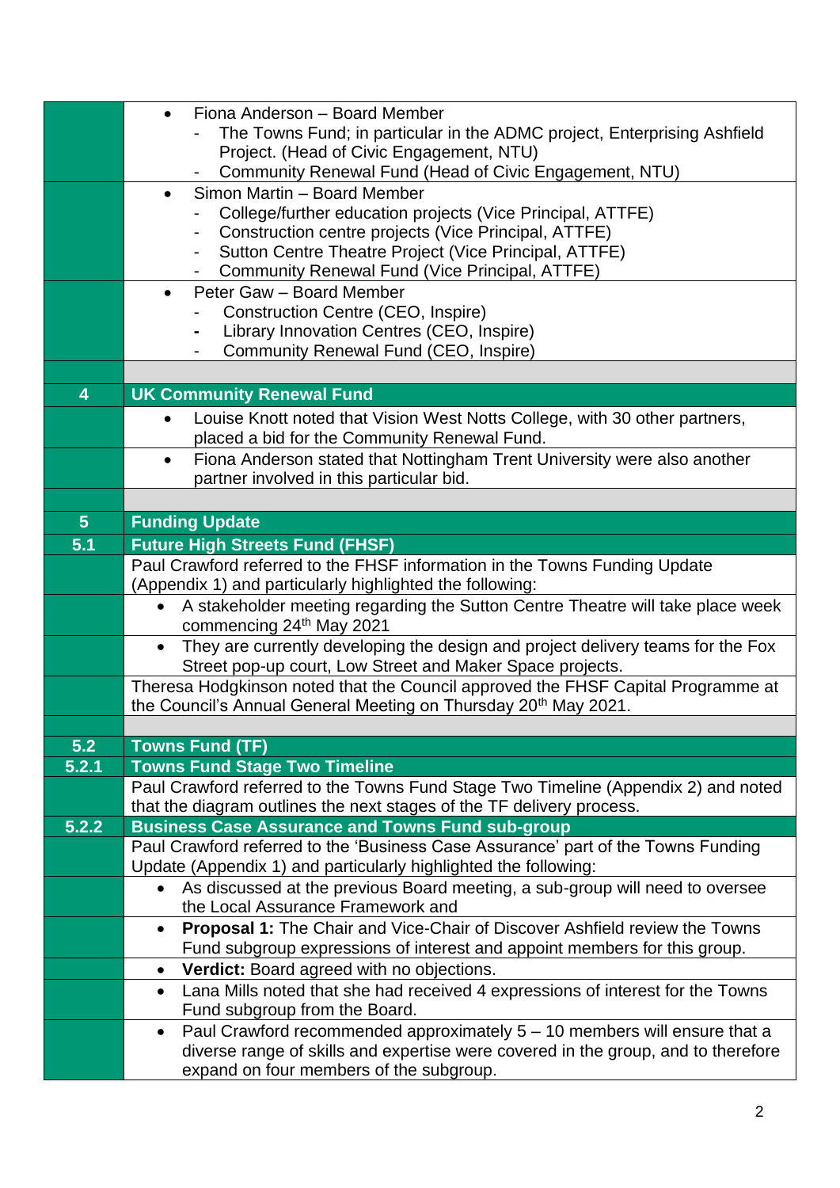| | |
|---|---|
| | • Fiona Anderson – Board Member<br>- The Towns Fund; in particular in the ADMC project, Enterprising Ashfield Project. (Head of Civic Engagement, NTU)<br>- Community Renewal Fund (Head of Civic Engagement, NTU) |
| | • Simon Martin – Board Member<br>- College/further education projects (Vice Principal, ATTFE)<br>- Construction centre projects (Vice Principal, ATTFE)<br>- Sutton Centre Theatre Project (Vice Principal, ATTFE)<br>- Community Renewal Fund (Vice Principal, ATTFE) |
| | • Peter Gaw – Board Member<br>- Construction Centre (CEO, Inspire)<br>- Library Innovation Centres (CEO, Inspire)<br>- Community Renewal Fund (CEO, Inspire) |
| | |
| **4** | **UK Community Renewal Fund** |
| | • Louise Knott noted that Vision West Notts College, with 30 other partners, placed a bid for the Community Renewal Fund. |
| | • Fiona Anderson stated that Nottingham Trent University were also another partner involved in this particular bid. |
| | |
| **5** | **Funding Update** |
| **5.1** | **Future High Streets Fund (FHSF)** |
| | Paul Crawford referred to the FHSF information in the Towns Funding Update (Appendix 1) and particularly highlighted the following: |
| | • A stakeholder meeting regarding the Sutton Centre Theatre will take place week commencing 24th May 2021 |
| | • They are currently developing the design and project delivery teams for the Fox Street pop-up court, Low Street and Maker Space projects. |
| | Theresa Hodgkinson noted that the Council approved the FHSF Capital Programme at the Council's Annual General Meeting on Thursday 20th May 2021. |
| | |
| **5.2** | **Towns Fund (TF)** |
| **5.2.1** | **Towns Fund Stage Two Timeline** |
| | Paul Crawford referred to the Towns Fund Stage Two Timeline (Appendix 2) and noted that the diagram outlines the next stages of the TF delivery process. |
| **5.2.2** | **Business Case Assurance and Towns Fund sub-group** |
| | Paul Crawford referred to the 'Business Case Assurance' part of the Towns Funding Update (Appendix 1) and particularly highlighted the following: |
| | • As discussed at the previous Board meeting, a sub-group will need to oversee the Local Assurance Framework and |
| | • **Proposal 1:** The Chair and Vice-Chair of Discover Ashfield review the Towns Fund subgroup expressions of interest and appoint members for this group. |
| | • **Verdict:** Board agreed with no objections. |
| | • Lana Mills noted that she had received 4 expressions of interest for the Towns Fund subgroup from the Board. |
| | • Paul Crawford recommended approximately 5 – 10 members will ensure that a diverse range of skills and expertise were covered in the group, and to therefore expand on four members of the subgroup. |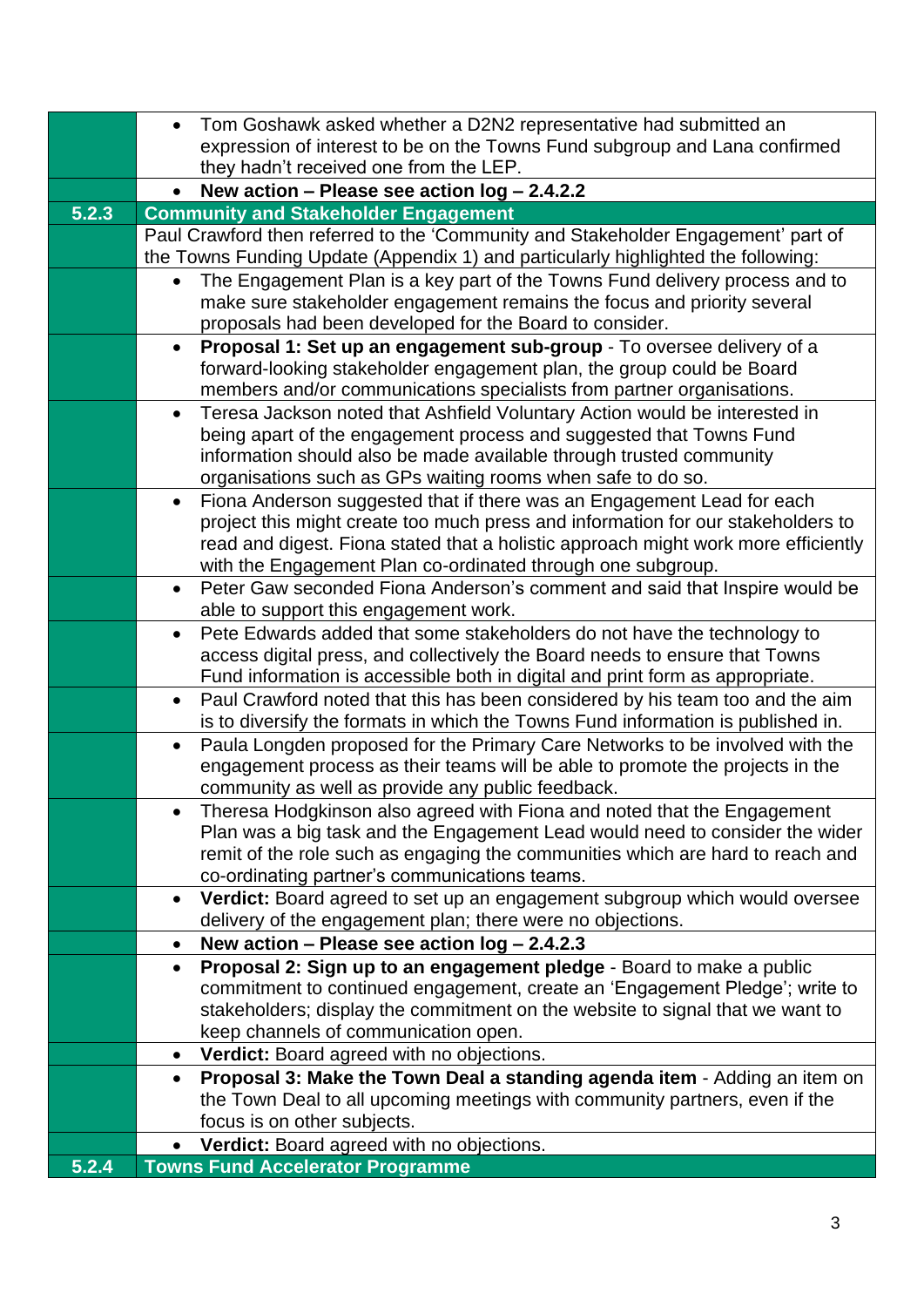| | |
|---|---|
| | • Tom Goshawk asked whether a D2N2 representative had submitted an expression of interest to be on the Towns Fund subgroup and Lana confirmed they hadn't received one from the LEP. |
| | • **New action – Please see action log – 2.4.2.2** |
| **5.2.3** | **Community and Stakeholder Engagement** |
| | Paul Crawford then referred to the 'Community and Stakeholder Engagement' part of the Towns Funding Update (Appendix 1) and particularly highlighted the following: |
| | • The Engagement Plan is a key part of the Towns Fund delivery process and to make sure stakeholder engagement remains the focus and priority several proposals had been developed for the Board to consider. |
| | • **Proposal 1: Set up an engagement sub-group** - To oversee delivery of a forward-looking stakeholder engagement plan, the group could be Board members and/or communications specialists from partner organisations. |
| | • Teresa Jackson noted that Ashfield Voluntary Action would be interested in being apart of the engagement process and suggested that Towns Fund information should also be made available through trusted community organisations such as GPs waiting rooms when safe to do so. |
| | • Fiona Anderson suggested that if there was an Engagement Lead for each project this might create too much press and information for our stakeholders to read and digest. Fiona stated that a holistic approach might work more efficiently with the Engagement Plan co-ordinated through one subgroup. |
| | • Peter Gaw seconded Fiona Anderson's comment and said that Inspire would be able to support this engagement work. |
| | • Pete Edwards added that some stakeholders do not have the technology to access digital press, and collectively the Board needs to ensure that Towns Fund information is accessible both in digital and print form as appropriate. |
| | • Paul Crawford noted that this has been considered by his team too and the aim is to diversify the formats in which the Towns Fund information is published in. |
| | • Paula Longden proposed for the Primary Care Networks to be involved with the engagement process as their teams will be able to promote the projects in the community as well as provide any public feedback. |
| | • Theresa Hodgkinson also agreed with Fiona and noted that the Engagement Plan was a big task and the Engagement Lead would need to consider the wider remit of the role such as engaging the communities which are hard to reach and co-ordinating partner's communications teams. |
| | • **Verdict:** Board agreed to set up an engagement subgroup which would oversee delivery of the engagement plan; there were no objections. |
| | • **New action – Please see action log – 2.4.2.3** |
| | • **Proposal 2: Sign up to an engagement pledge** - Board to make a public commitment to continued engagement, create an 'Engagement Pledge'; write to stakeholders; display the commitment on the website to signal that we want to keep channels of communication open. |
| | • **Verdict:** Board agreed with no objections. |
| | • **Proposal 3: Make the Town Deal a standing agenda item** - Adding an item on the Town Deal to all upcoming meetings with community partners, even if the focus is on other subjects. |
| | • **Verdict:** Board agreed with no objections. |
| **5.2.4** | **Towns Fund Accelerator Programme** |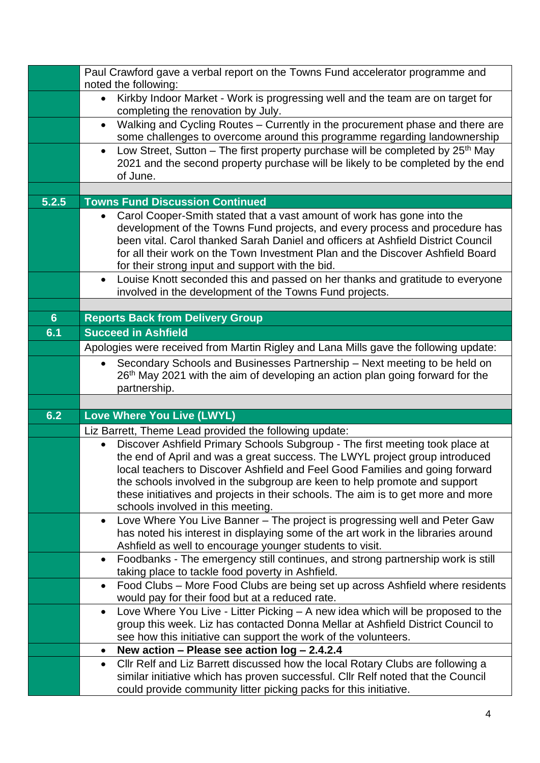| | |
|---|---|
| | Paul Crawford gave a verbal report on the Towns Fund accelerator programme and noted the following: |
| | • Kirkby Indoor Market - Work is progressing well and the team are on target for completing the renovation by July. |
| | • Walking and Cycling Routes – Currently in the procurement phase and there are some challenges to overcome around this programme regarding landownership |
| | • Low Street, Sutton – The first property purchase will be completed by 25th May 2021 and the second property purchase will be likely to be completed by the end of June. |
| | |
| **5.2.5** | **Towns Fund Discussion Continued** |
| | • Carol Cooper-Smith stated that a vast amount of work has gone into the development of the Towns Fund projects, and every process and procedure has been vital. Carol thanked Sarah Daniel and officers at Ashfield District Council for all their work on the Town Investment Plan and the Discover Ashfield Board for their strong input and support with the bid. |
| | • Louise Knott seconded this and passed on her thanks and gratitude to everyone involved in the development of the Towns Fund projects. |
| | |
| **6** | **Reports Back from Delivery Group** |
| **6.1** | **Succeed in Ashfield** |
| | Apologies were received from Martin Rigley and Lana Mills gave the following update: |
| | • Secondary Schools and Businesses Partnership – Next meeting to be held on 26th May 2021 with the aim of developing an action plan going forward for the partnership. |
| | |
| **6.2** | **Love Where You Live (LWYL)** |
| | Liz Barrett, Theme Lead provided the following update: |
| | • Discover Ashfield Primary Schools Subgroup - The first meeting took place at the end of April and was a great success. The LWYL project group introduced local teachers to Discover Ashfield and Feel Good Families and going forward the schools involved in the subgroup are keen to help promote and support these initiatives and projects in their schools. The aim is to get more and more schools involved in this meeting. |
| | • Love Where You Live Banner – The project is progressing well and Peter Gaw has noted his interest in displaying some of the art work in the libraries around Ashfield as well to encourage younger students to visit. |
| | • Foodbanks - The emergency still continues, and strong partnership work is still taking place to tackle food poverty in Ashfield. |
| | • Food Clubs – More Food Clubs are being set up across Ashfield where residents would pay for their food but at a reduced rate. |
| | • Love Where You Live - Litter Picking – A new idea which will be proposed to the group this week. Liz has contacted Donna Mellar at Ashfield District Council to see how this initiative can support the work of the volunteers. |
| | • **New action – Please see action log – 2.4.2.4** |
| | • Cllr Relf and Liz Barrett discussed how the local Rotary Clubs are following a similar initiative which has proven successful. Cllr Relf noted that the Council could provide community litter picking packs for this initiative. |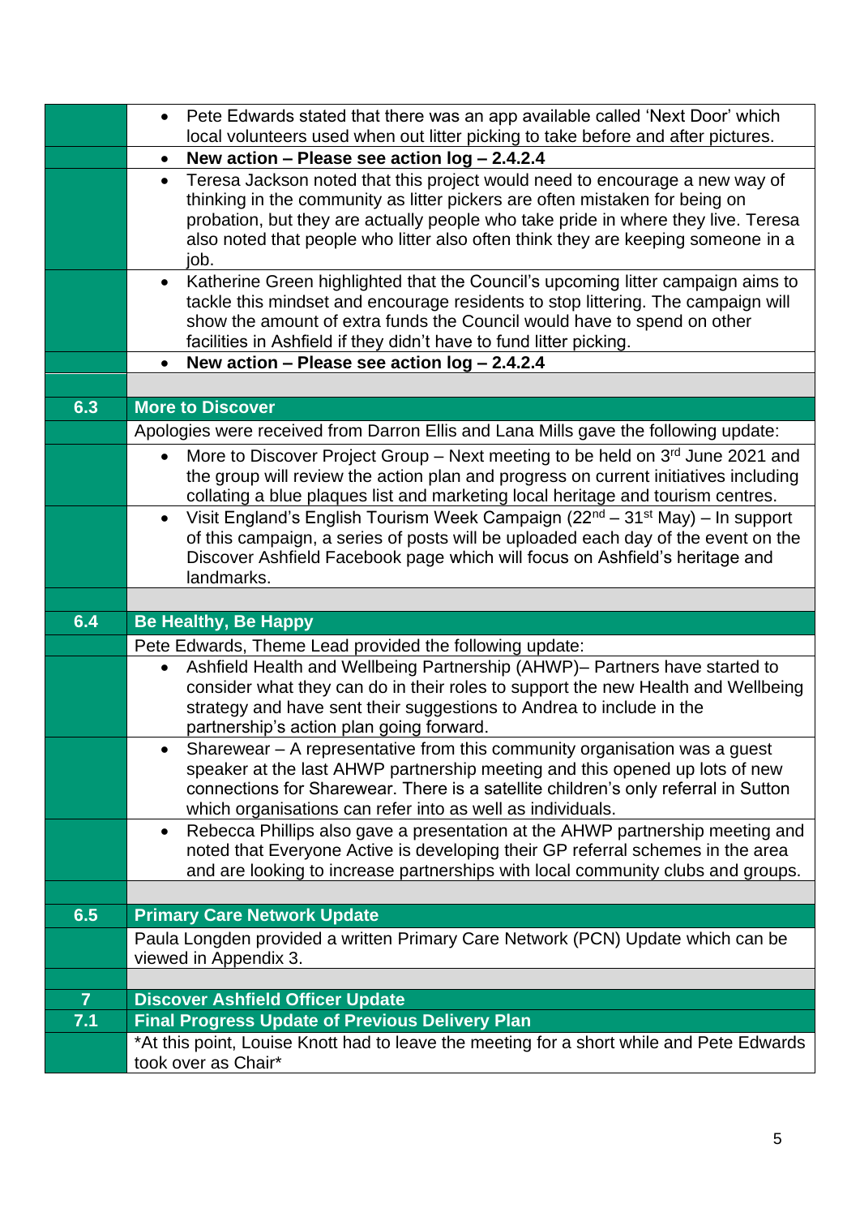| | |
|---|---|
| | • Pete Edwards stated that there was an app available called 'Next Door' which local volunteers used when out litter picking to take before and after pictures. |
| | • **New action – Please see action log – 2.4.2.4** |
| | • Teresa Jackson noted that this project would need to encourage a new way of thinking in the community as litter pickers are often mistaken for being on probation, but they are actually people who take pride in where they live. Teresa also noted that people who litter also often think they are keeping someone in a job. |
| | • Katherine Green highlighted that the Council's upcoming litter campaign aims to tackle this mindset and encourage residents to stop littering. The campaign will show the amount of extra funds the Council would have to spend on other facilities in Ashfield if they didn't have to fund litter picking. |
| | • **New action – Please see action log – 2.4.2.4** |
| | |
| **6.3** | **More to Discover** |
| | Apologies were received from Darron Ellis and Lana Mills gave the following update: |
| | • More to Discover Project Group – Next meeting to be held on 3rd June 2021 and the group will review the action plan and progress on current initiatives including collating a blue plaques list and marketing local heritage and tourism centres. |
| | • Visit England's English Tourism Week Campaign (22nd – 31st May) – In support of this campaign, a series of posts will be uploaded each day of the event on the Discover Ashfield Facebook page which will focus on Ashfield's heritage and landmarks. |
| | |
| **6.4** | **Be Healthy, Be Happy** |
| | Pete Edwards, Theme Lead provided the following update: |
| | • Ashfield Health and Wellbeing Partnership (AHWP)– Partners have started to consider what they can do in their roles to support the new Health and Wellbeing strategy and have sent their suggestions to Andrea to include in the partnership's action plan going forward. |
| | • Sharewear – A representative from this community organisation was a guest speaker at the last AHWP partnership meeting and this opened up lots of new connections for Sharewear. There is a satellite children's only referral in Sutton which organisations can refer into as well as individuals. |
| | • Rebecca Phillips also gave a presentation at the AHWP partnership meeting and noted that Everyone Active is developing their GP referral schemes in the area and are looking to increase partnerships with local community clubs and groups. |
| | |
| **6.5** | **Primary Care Network Update** |
| | Paula Longden provided a written Primary Care Network (PCN) Update which can be viewed in Appendix 3. |
| | |
| **7** | **Discover Ashfield Officer Update** |
| **7.1** | **Final Progress Update of Previous Delivery Plan** |
| | *At this point, Louise Knott had to leave the meeting for a short while and Pete Edwards took over as Chair* |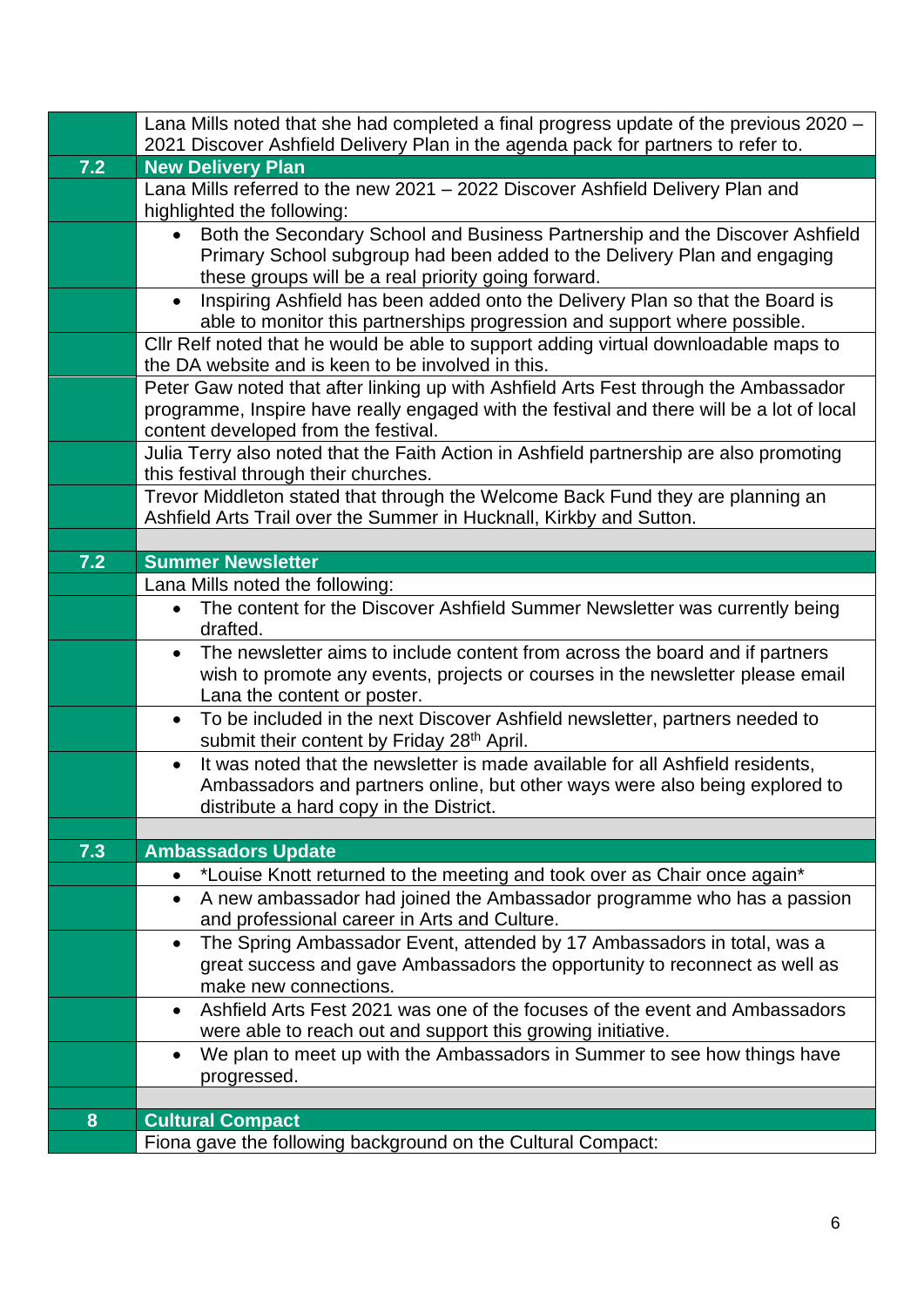| | |
|---|---|
| | Lana Mills noted that she had completed a final progress update of the previous 2020 – 2021 Discover Ashfield Delivery Plan in the agenda pack for partners to refer to. |
| **7.2** | **New Delivery Plan** |
| | Lana Mills referred to the new 2021 – 2022 Discover Ashfield Delivery Plan and highlighted the following: |
| | • Both the Secondary School and Business Partnership and the Discover Ashfield Primary School subgroup had been added to the Delivery Plan and engaging these groups will be a real priority going forward. |
| | • Inspiring Ashfield has been added onto the Delivery Plan so that the Board is able to monitor this partnerships progression and support where possible. |
| | Cllr Relf noted that he would be able to support adding virtual downloadable maps to the DA website and is keen to be involved in this. |
| | Peter Gaw noted that after linking up with Ashfield Arts Fest through the Ambassador programme, Inspire have really engaged with the festival and there will be a lot of local content developed from the festival. |
| | Julia Terry also noted that the Faith Action in Ashfield partnership are also promoting this festival through their churches. |
| | Trevor Middleton stated that through the Welcome Back Fund they are planning an Ashfield Arts Trail over the Summer in Hucknall, Kirkby and Sutton. |
| | |
| **7.2** | **Summer Newsletter** |
| | Lana Mills noted the following: |
| | • The content for the Discover Ashfield Summer Newsletter was currently being drafted. |
| | • The newsletter aims to include content from across the board and if partners wish to promote any events, projects or courses in the newsletter please email Lana the content or poster. |
| | • To be included in the next Discover Ashfield newsletter, partners needed to submit their content by Friday 28th April. |
| | • It was noted that the newsletter is made available for all Ashfield residents, Ambassadors and partners online, but other ways were also being explored to distribute a hard copy in the District. |
| | |
| **7.3** | **Ambassadors Update** |
| | • *Louise Knott returned to the meeting and took over as Chair once again* |
| | • A new ambassador had joined the Ambassador programme who has a passion and professional career in Arts and Culture. |
| | • The Spring Ambassador Event, attended by 17 Ambassadors in total, was a great success and gave Ambassadors the opportunity to reconnect as well as make new connections. |
| | • Ashfield Arts Fest 2021 was one of the focuses of the event and Ambassadors were able to reach out and support this growing initiative. |
| | • We plan to meet up with the Ambassadors in Summer to see how things have progressed. |
| | |
| **8** | **Cultural Compact** |
| | Fiona gave the following background on the Cultural Compact: |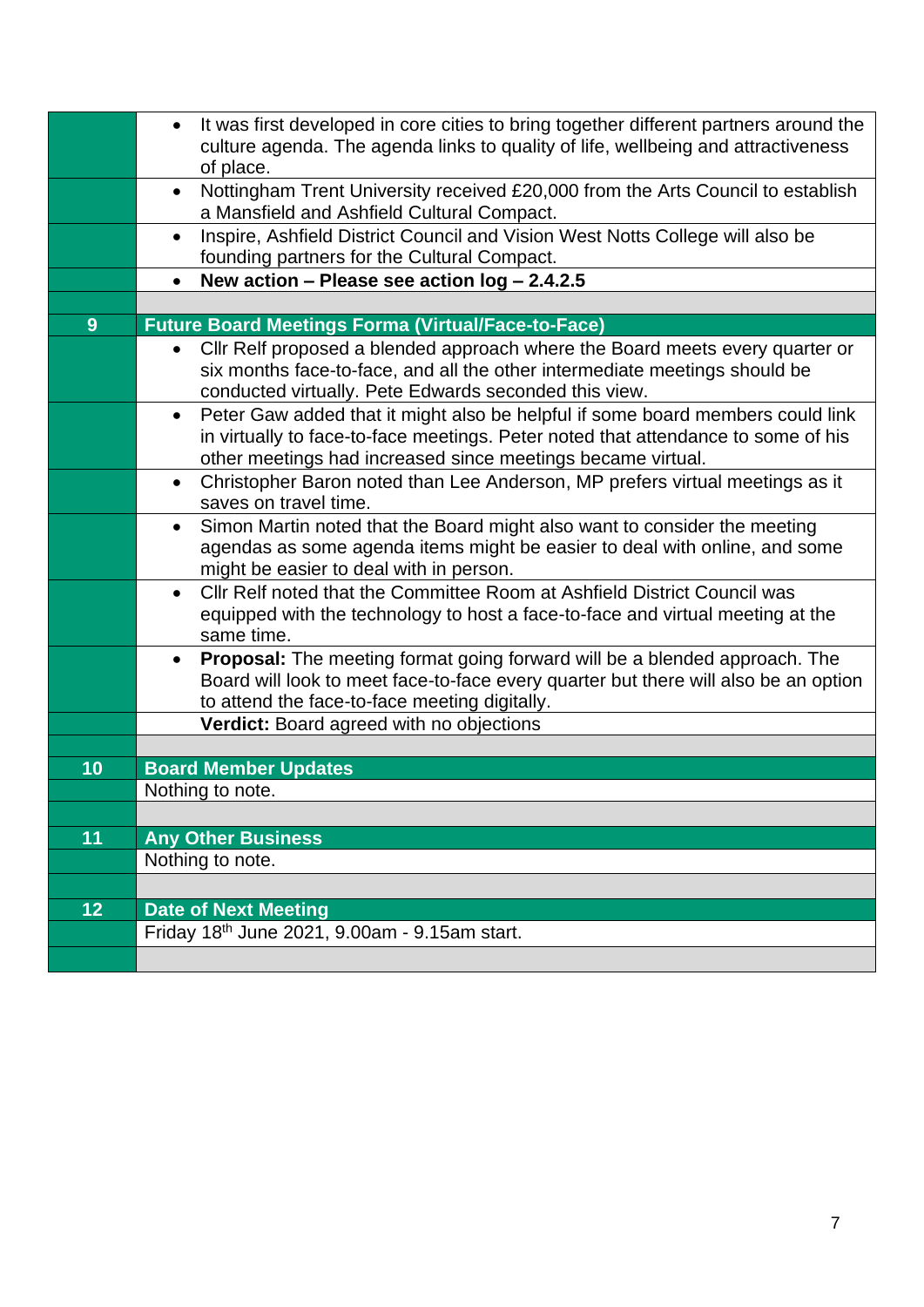| | |
|---|---|
| | • It was first developed in core cities to bring together different partners around the culture agenda. The agenda links to quality of life, wellbeing and attractiveness of place. |
| | • Nottingham Trent University received £20,000 from the Arts Council to establish a Mansfield and Ashfield Cultural Compact. |
| | • Inspire, Ashfield District Council and Vision West Notts College will also be founding partners for the Cultural Compact. |
| | • **New action – Please see action log – 2.4.2.5** |
| | |
| **9** | **Future Board Meetings Forma (Virtual/Face-to-Face)** |
| | • Cllr Relf proposed a blended approach where the Board meets every quarter or six months face-to-face, and all the other intermediate meetings should be conducted virtually. Pete Edwards seconded this view. |
| | • Peter Gaw added that it might also be helpful if some board members could link in virtually to face-to-face meetings. Peter noted that attendance to some of his other meetings had increased since meetings became virtual. |
| | • Christopher Baron noted than Lee Anderson, MP prefers virtual meetings as it saves on travel time. |
| | • Simon Martin noted that the Board might also want to consider the meeting agendas as some agenda items might be easier to deal with online, and some might be easier to deal with in person. |
| | • Cllr Relf noted that the Committee Room at Ashfield District Council was equipped with the technology to host a face-to-face and virtual meeting at the same time. |
| | • **Proposal:** The meeting format going forward will be a blended approach. The Board will look to meet face-to-face every quarter but there will also be an option to attend the face-to-face meeting digitally. |
| | **Verdict:** Board agreed with no objections |
| | |
| **10** | **Board Member Updates** |
| | Nothing to note. |
| | |
| **11** | **Any Other Business** |
| | Nothing to note. |
| | |
| **12** | **Date of Next Meeting** |
| | Friday 18th June 2021, 9.00am - 9.15am start. |
| | |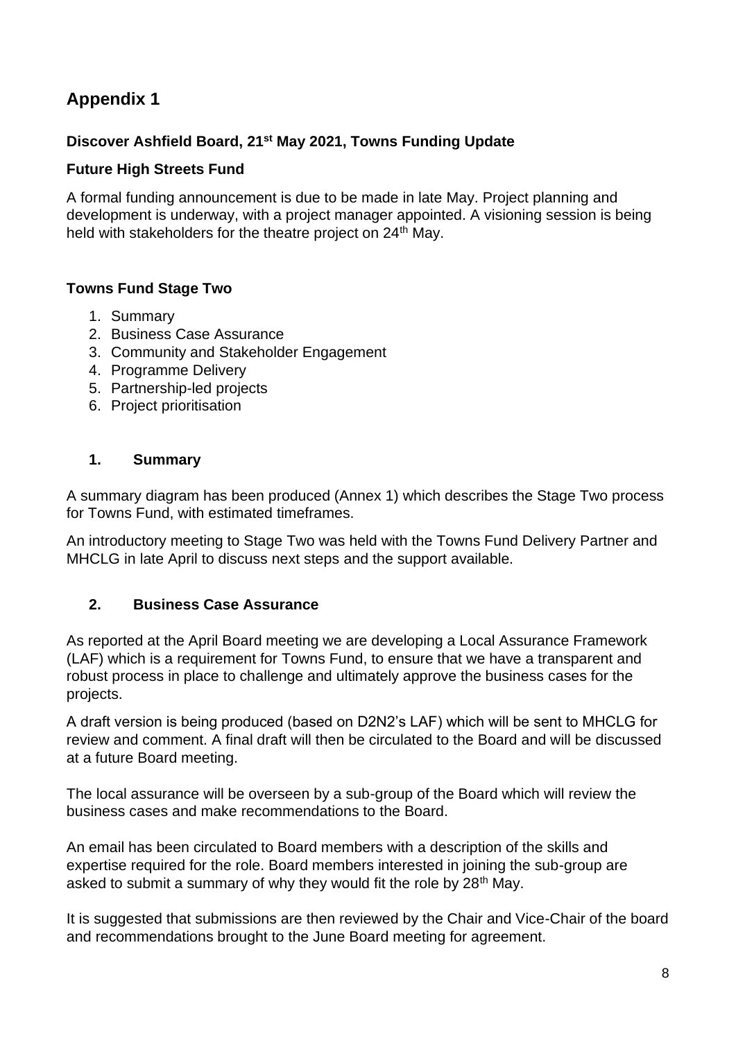# Appendix 1

**Discover Ashfield Board, 21st May 2021, Towns Funding Update**

**Future High Streets Fund**

A formal funding announcement is due to be made in late May. Project planning and development is underway, with a project manager appointed. A visioning session is being held with stakeholders for the theatre project on 24th May.

**Towns Fund Stage Two**

1. Summary
2. Business Case Assurance
3. Community and Stakeholder Engagement
4. Programme Delivery
5. Partnership-led projects
6. Project prioritisation

## 1. Summary

A summary diagram has been produced (Annex 1) which describes the Stage Two process for Towns Fund, with estimated timeframes.

An introductory meeting to Stage Two was held with the Towns Fund Delivery Partner and MHCLG in late April to discuss next steps and the support available.

## 2. Business Case Assurance

As reported at the April Board meeting we are developing a Local Assurance Framework (LAF) which is a requirement for Towns Fund, to ensure that we have a transparent and robust process in place to challenge and ultimately approve the business cases for the projects.

A draft version is being produced (based on D2N2's LAF) which will be sent to MHCLG for review and comment. A final draft will then be circulated to the Board and will be discussed at a future Board meeting.

The local assurance will be overseen by a sub-group of the Board which will review the business cases and make recommendations to the Board.

An email has been circulated to Board members with a description of the skills and expertise required for the role. Board members interested in joining the sub-group are asked to submit a summary of why they would fit the role by 28th May.

It is suggested that submissions are then reviewed by the Chair and Vice-Chair of the board and recommendations brought to the June Board meeting for agreement.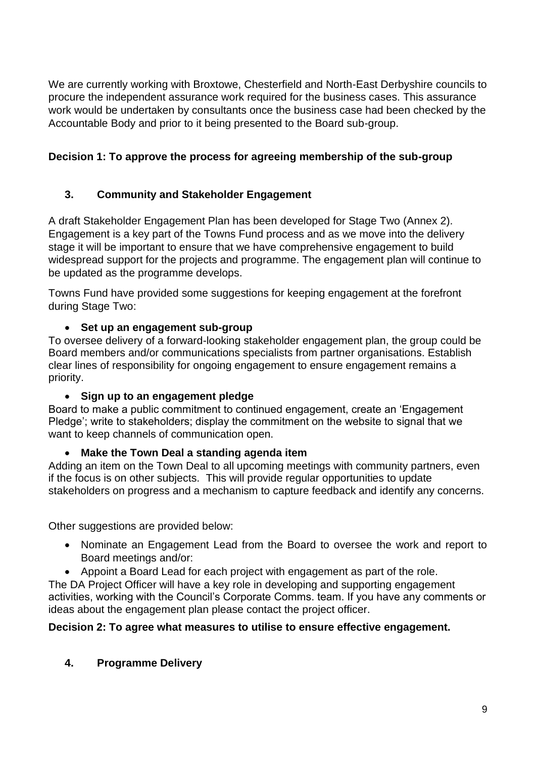We are currently working with Broxtowe, Chesterfield and North-East Derbyshire councils to procure the independent assurance work required for the business cases. This assurance work would be undertaken by consultants once the business case had been checked by the Accountable Body and prior to it being presented to the Board sub-group.

**Decision 1: To approve the process for agreeing membership of the sub-group**

## 3. Community and Stakeholder Engagement

A draft Stakeholder Engagement Plan has been developed for Stage Two (Annex 2). Engagement is a key part of the Towns Fund process and as we move into the delivery stage it will be important to ensure that we have comprehensive engagement to build widespread support for the projects and programme. The engagement plan will continue to be updated as the programme develops.

Towns Fund have provided some suggestions for keeping engagement at the forefront during Stage Two:

- **Set up an engagement sub-group**

To oversee delivery of a forward-looking stakeholder engagement plan, the group could be Board members and/or communications specialists from partner organisations. Establish clear lines of responsibility for ongoing engagement to ensure engagement remains a priority.

- **Sign up to an engagement pledge**

Board to make a public commitment to continued engagement, create an 'Engagement Pledge'; write to stakeholders; display the commitment on the website to signal that we want to keep channels of communication open.

- **Make the Town Deal a standing agenda item**

Adding an item on the Town Deal to all upcoming meetings with community partners, even if the focus is on other subjects. This will provide regular opportunities to update stakeholders on progress and a mechanism to capture feedback and identify any concerns.

Other suggestions are provided below:

- Nominate an Engagement Lead from the Board to oversee the work and report to Board meetings and/or:
- Appoint a Board Lead for each project with engagement as part of the role.

The DA Project Officer will have a key role in developing and supporting engagement activities, working with the Council's Corporate Comms. team. If you have any comments or ideas about the engagement plan please contact the project officer.

**Decision 2: To agree what measures to utilise to ensure effective engagement.**

## 4. Programme Delivery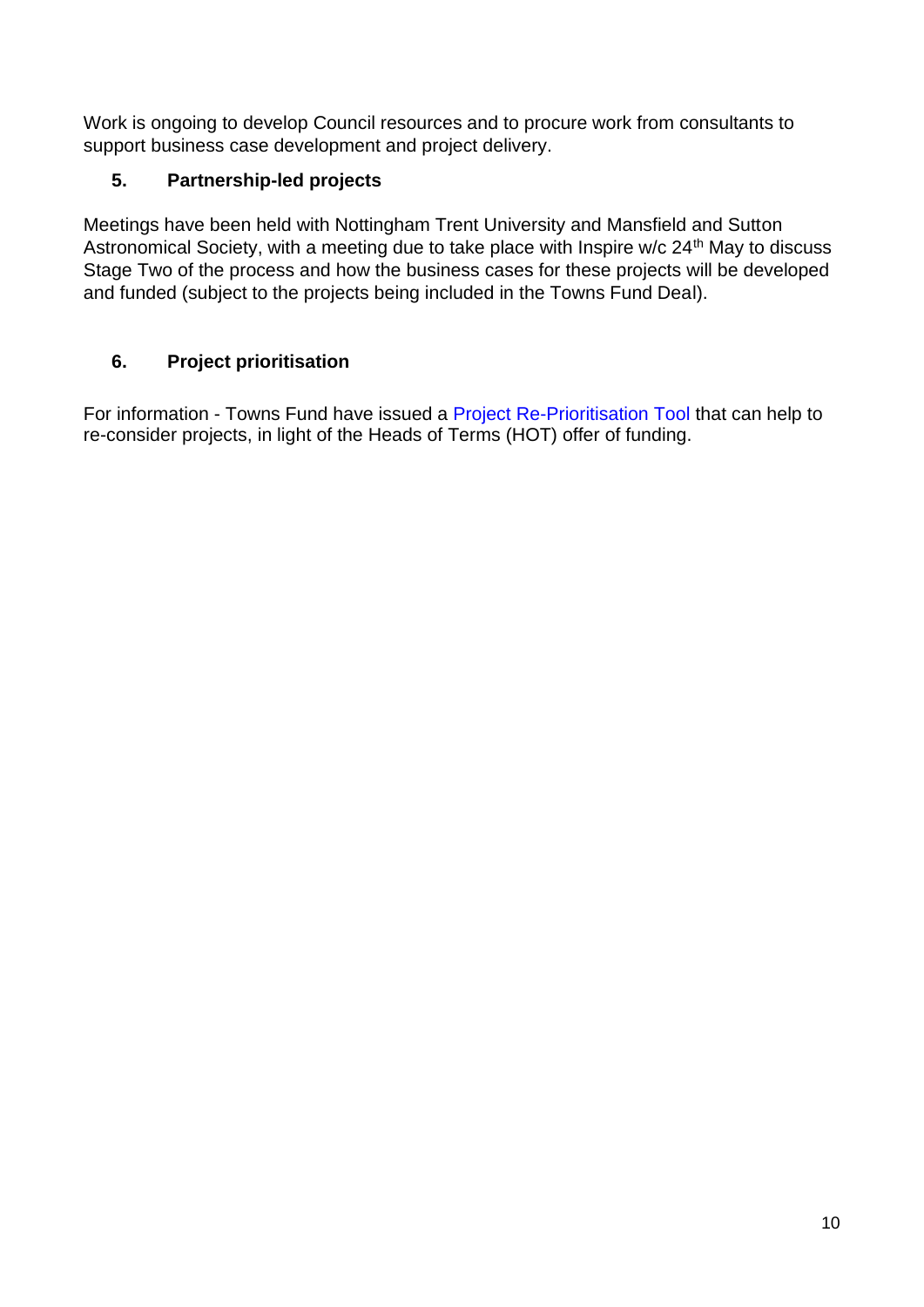Work is ongoing to develop Council resources and to procure work from consultants to support business case development and project delivery.

## 5. Partnership-led projects

Meetings have been held with Nottingham Trent University and Mansfield and Sutton Astronomical Society, with a meeting due to take place with Inspire w/c 24th May to discuss Stage Two of the process and how the business cases for these projects will be developed and funded (subject to the projects being included in the Towns Fund Deal).

## 6. Project prioritisation

For information - Towns Fund have issued a Project Re-Prioritisation Tool that can help to re-consider projects, in light of the Heads of Terms (HOT) offer of funding.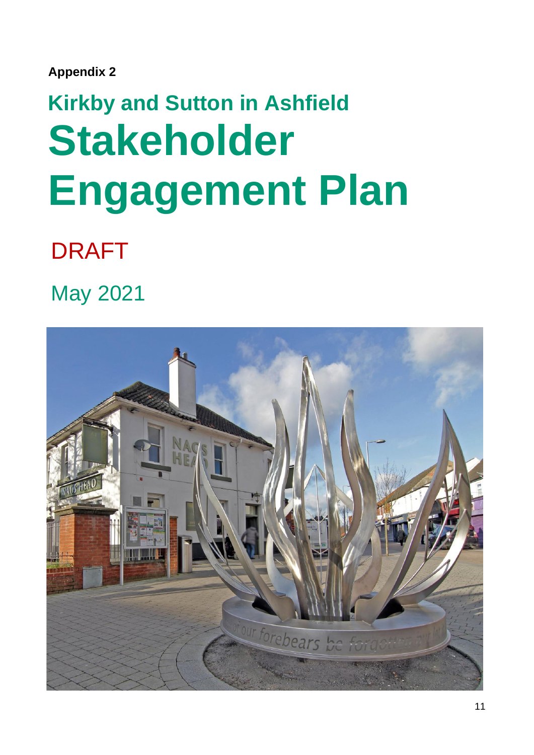**Appendix 2**

## Kirkby and Sutton in Ashfield

# Stakeholder Engagement Plan

DRAFT

May 2021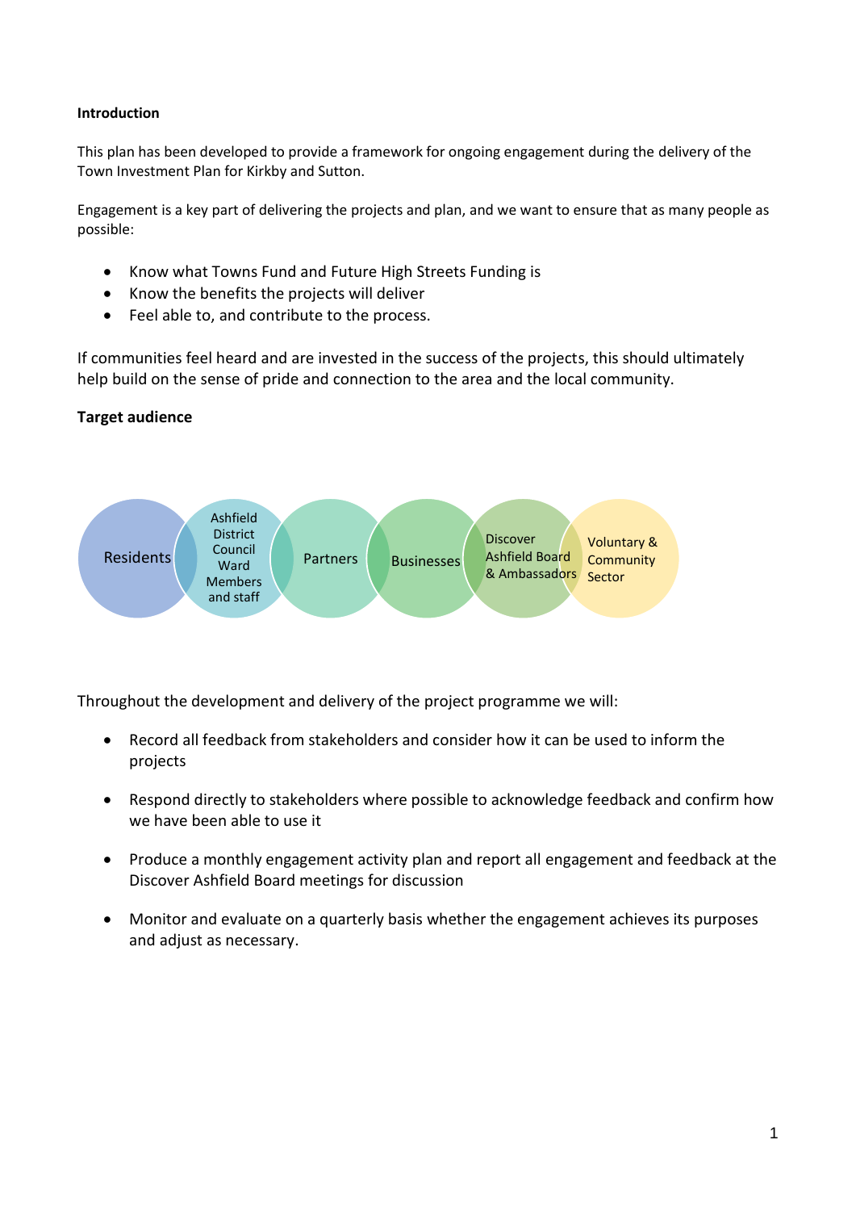**Introduction**

This plan has been developed to provide a framework for ongoing engagement during the delivery of the Town Investment Plan for Kirkby and Sutton.

Engagement is a key part of delivering the projects and plan, and we want to ensure that as many people as possible:

- Know what Towns Fund and Future High Streets Funding is
- Know the benefits the projects will deliver
- Feel able to, and contribute to the process.

If communities feel heard and are invested in the success of the projects, this should ultimately help build on the sense of pride and connection to the area and the local community.

**Target audience**

Residents | Ashfield District Council Ward Members and staff | Partners | Businesses | Discover Ashfield Board & Ambassadors | Voluntary & Community Sector

Throughout the development and delivery of the project programme we will:

- Record all feedback from stakeholders and consider how it can be used to inform the projects
- Respond directly to stakeholders where possible to acknowledge feedback and confirm how we have been able to use it
- Produce a monthly engagement activity plan and report all engagement and feedback at the Discover Ashfield Board meetings for discussion
- Monitor and evaluate on a quarterly basis whether the engagement achieves its purposes and adjust as necessary.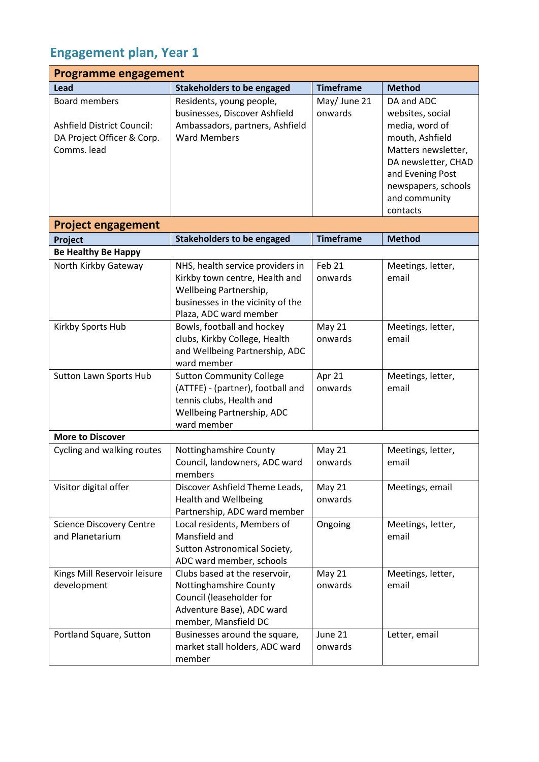## Engagement plan, Year 1

| **Programme engagement** | | | |
|---|---|---|---|
| **Lead** | **Stakeholders to be engaged** | **Timeframe** | **Method** |
| Board members<br><br>Ashfield District Council: DA Project Officer & Corp. Comms. lead | Residents, young people, businesses, Discover Ashfield Ambassadors, partners, Ashfield Ward Members | May/ June 21 onwards | DA and ADC websites, social media, word of mouth, Ashfield Matters newsletter, DA newsletter, CHAD and Evening Post newspapers, schools and community contacts |
| **Project engagement** | | | |
| **Project** | **Stakeholders to be engaged** | **Timeframe** | **Method** |
| **Be Healthy Be Happy** | | | |
| North Kirkby Gateway | NHS, health service providers in Kirkby town centre, Health and Wellbeing Partnership, businesses in the vicinity of the Plaza, ADC ward member | Feb 21 onwards | Meetings, letter, email |
| Kirkby Sports Hub | Bowls, football and hockey clubs, Kirkby College, Health and Wellbeing Partnership, ADC ward member | May 21 onwards | Meetings, letter, email |
| Sutton Lawn Sports Hub | Sutton Community College (ATTFE) - (partner), football and tennis clubs, Health and Wellbeing Partnership, ADC ward member | Apr 21 onwards | Meetings, letter, email |
| **More to Discover** | | | |
| Cycling and walking routes | Nottinghamshire County Council, landowners, ADC ward members | May 21 onwards | Meetings, letter, email |
| Visitor digital offer | Discover Ashfield Theme Leads, Health and Wellbeing Partnership, ADC ward member | May 21 onwards | Meetings, email |
| Science Discovery Centre and Planetarium | Local residents, Members of Mansfield and Sutton Astronomical Society, ADC ward member, schools | Ongoing | Meetings, letter, email |
| Kings Mill Reservoir leisure development | Clubs based at the reservoir, Nottinghamshire County Council (leaseholder for Adventure Base), ADC ward member, Mansfield DC | May 21 onwards | Meetings, letter, email |
| Portland Square, Sutton | Businesses around the square, market stall holders, ADC ward member | June 21 onwards | Letter, email |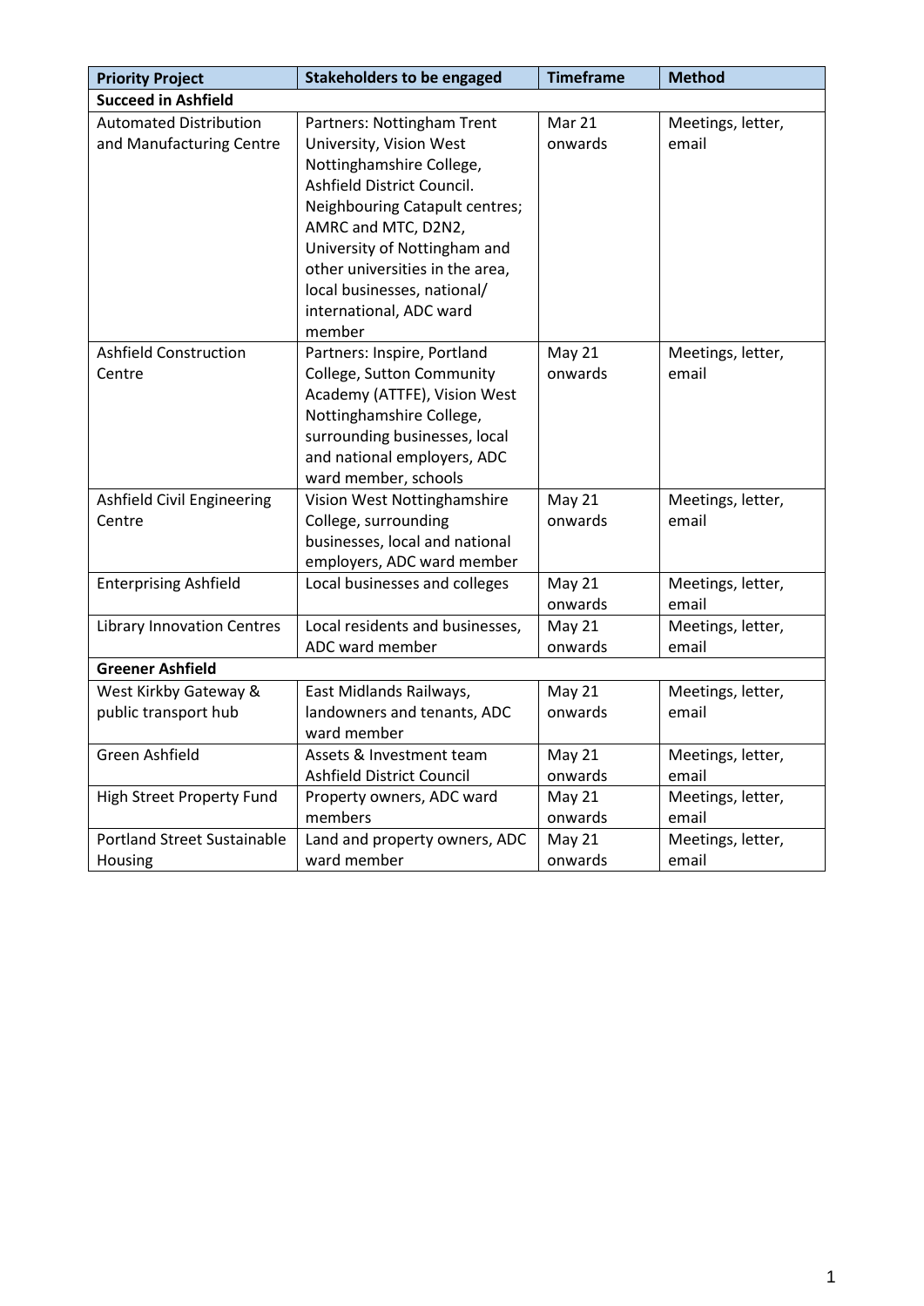| Priority Project | Stakeholders to be engaged | Timeframe | Method |
|---|---|---|---|
| **Succeed in Ashfield** | | | |
| Automated Distribution and Manufacturing Centre | Partners: Nottingham Trent University, Vision West Nottinghamshire College, Ashfield District Council. Neighbouring Catapult centres; AMRC and MTC, D2N2, University of Nottingham and other universities in the area, local businesses, national/ international, ADC ward member | Mar 21 onwards | Meetings, letter, email |
| Ashfield Construction Centre | Partners: Inspire, Portland College, Sutton Community Academy (ATTFE), Vision West Nottinghamshire College, surrounding businesses, local and national employers, ADC ward member, schools | May 21 onwards | Meetings, letter, email |
| Ashfield Civil Engineering Centre | Vision West Nottinghamshire College, surrounding businesses, local and national employers, ADC ward member | May 21 onwards | Meetings, letter, email |
| Enterprising Ashfield | Local businesses and colleges | May 21 onwards | Meetings, letter, email |
| Library Innovation Centres | Local residents and businesses, ADC ward member | May 21 onwards | Meetings, letter, email |
| **Greener Ashfield** | | | |
| West Kirkby Gateway & public transport hub | East Midlands Railways, landowners and tenants, ADC ward member | May 21 onwards | Meetings, letter, email |
| Green Ashfield | Assets & Investment team Ashfield District Council | May 21 onwards | Meetings, letter, email |
| High Street Property Fund | Property owners, ADC ward members | May 21 onwards | Meetings, letter, email |
| Portland Street Sustainable Housing | Land and property owners, ADC ward member | May 21 onwards | Meetings, letter, email |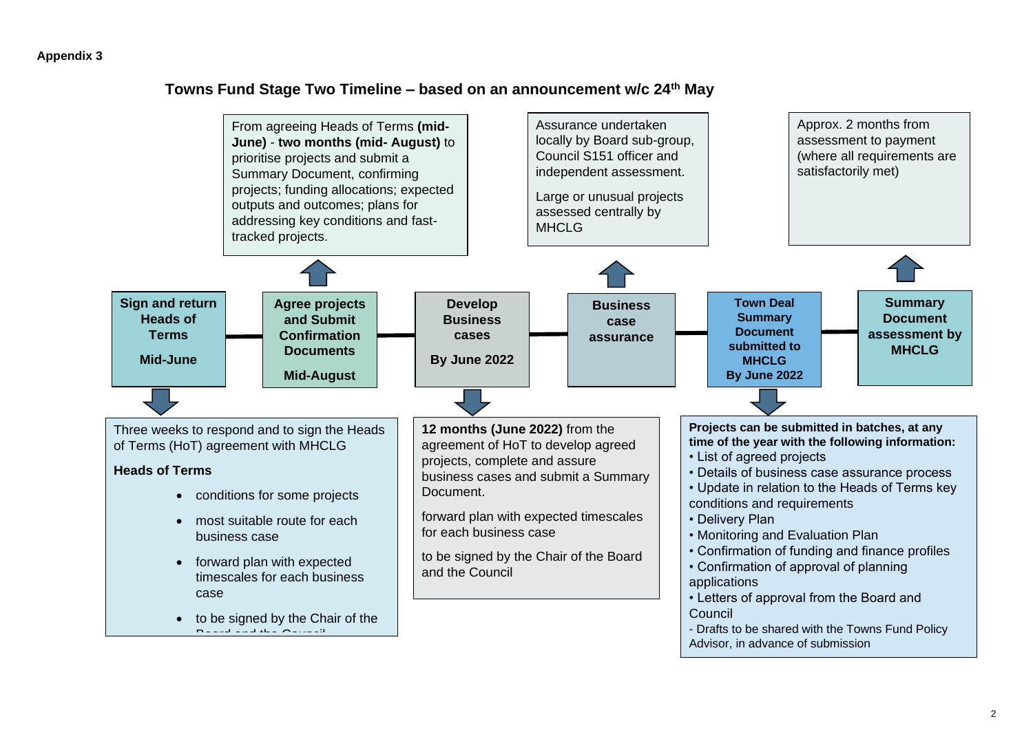**Appendix 3**

## Towns Fund Stage Two Timeline – based on an announcement w/c 24th May

**Sign and return Heads of Terms**

**Mid-June**

Three weeks to respond and to sign the Heads of Terms (HoT) agreement with MHCLG

**Heads of Terms**

- conditions for some projects
- most suitable route for each business case
- forward plan with expected timescales for each business case
- to be signed by the Chair of the Board and the Council

**Agree projects and Submit Confirmation Documents**

**Mid-August**

From agreeing Heads of Terms **(mid-June)** - **two months (mid- August)** to prioritise projects and submit a Summary Document, confirming projects; funding allocations; expected outputs and outcomes; plans for addressing key conditions and fast-tracked projects.

**Develop Business cases**

**By June 2022**

**12 months (June 2022)** from the agreement of HoT to develop agreed projects, complete and assure business cases and submit a Summary Document.

forward plan with expected timescales for each business case

to be signed by the Chair of the Board and the Council

**Business case assurance**

Assurance undertaken locally by Board sub-group, Council S151 officer and independent assessment.

Large or unusual projects assessed centrally by MHCLG

**Town Deal Summary Document submitted to MHCLG**

**By June 2022**

**Projects can be submitted in batches, at any time of the year with the following information:**

- List of agreed projects
- Details of business case assurance process
- Update in relation to the Heads of Terms key conditions and requirements
- Delivery Plan
- Monitoring and Evaluation Plan
- Confirmation of funding and finance profiles
- Confirmation of approval of planning applications
- Letters of approval from the Board and Council

- Drafts to be shared with the Towns Fund Policy Advisor, in advance of submission

**Summary Document assessment by MHCLG**

Approx. 2 months from assessment to payment (where all requirements are satisfactorily met)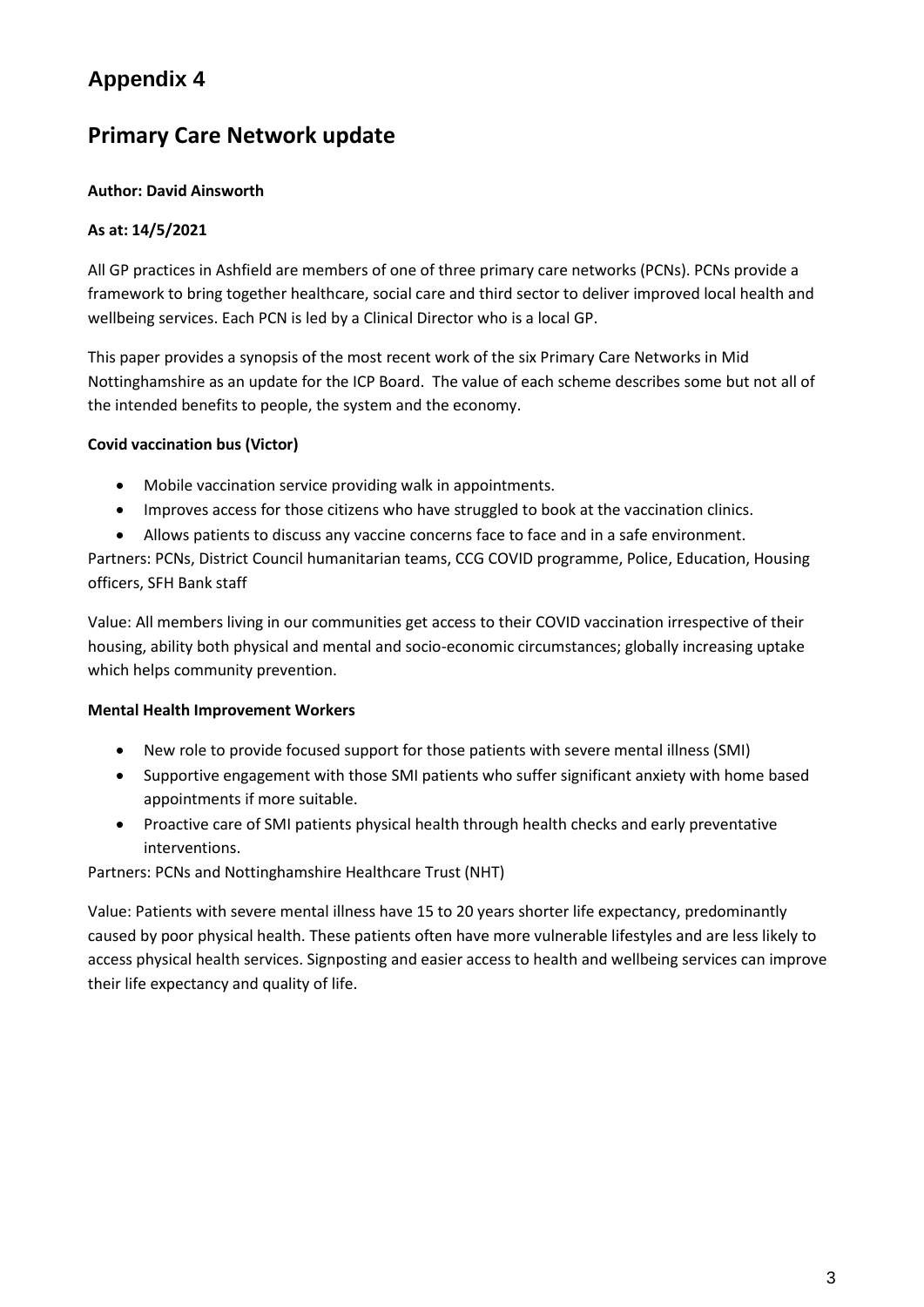## Appendix 4

# Primary Care Network update

**Author: David Ainsworth**

**As at: 14/5/2021**

All GP practices in Ashfield are members of one of three primary care networks (PCNs). PCNs provide a framework to bring together healthcare, social care and third sector to deliver improved local health and wellbeing services. Each PCN is led by a Clinical Director who is a local GP.

This paper provides a synopsis of the most recent work of the six Primary Care Networks in Mid Nottinghamshire as an update for the ICP Board. The value of each scheme describes some but not all of the intended benefits to people, the system and the economy.

**Covid vaccination bus (Victor)**

- Mobile vaccination service providing walk in appointments.
- Improves access for those citizens who have struggled to book at the vaccination clinics.
- Allows patients to discuss any vaccine concerns face to face and in a safe environment.

Partners: PCNs, District Council humanitarian teams, CCG COVID programme, Police, Education, Housing officers, SFH Bank staff

Value: All members living in our communities get access to their COVID vaccination irrespective of their housing, ability both physical and mental and socio-economic circumstances; globally increasing uptake which helps community prevention.

**Mental Health Improvement Workers**

- New role to provide focused support for those patients with severe mental illness (SMI)
- Supportive engagement with those SMI patients who suffer significant anxiety with home based appointments if more suitable.
- Proactive care of SMI patients physical health through health checks and early preventative interventions.

Partners: PCNs and Nottinghamshire Healthcare Trust (NHT)

Value: Patients with severe mental illness have 15 to 20 years shorter life expectancy, predominantly caused by poor physical health. These patients often have more vulnerable lifestyles and are less likely to access physical health services. Signposting and easier access to health and wellbeing services can improve their life expectancy and quality of life.